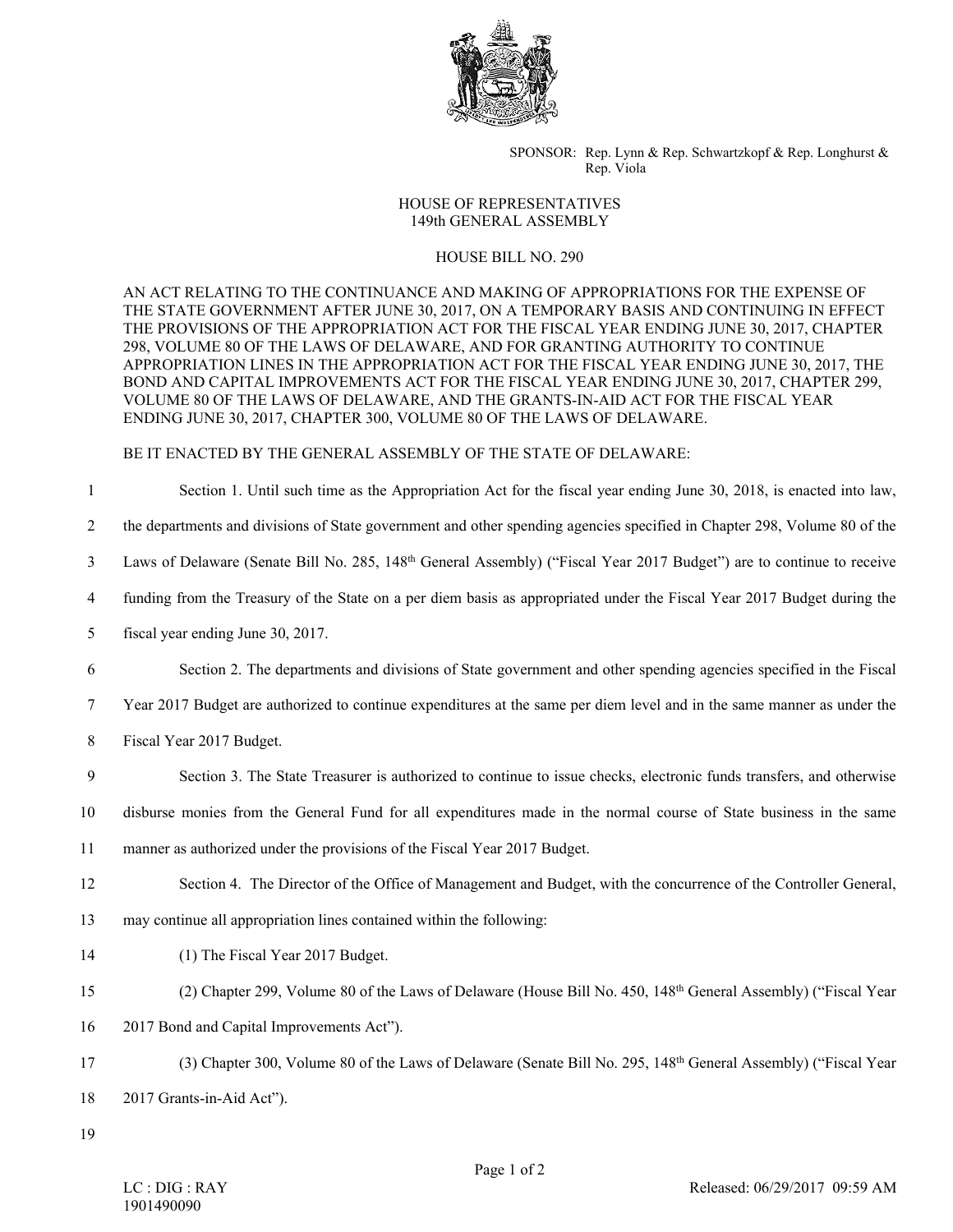SPONSOR: Rep. Lynn & Rep. Schwartzkopf & Rep. Longhurst & Rep. Viola

# HOUSE OF REPRESENTATIVES
## 149th GENERAL ASSEMBLY

## HOUSE BILL NO. 290

AN ACT RELATING TO THE CONTINUANCE AND MAKING OF APPROPRIATIONS FOR THE EXPENSE OF THE STATE GOVERNMENT AFTER JUNE 30, 2017, ON A TEMPORARY BASIS AND CONTINUING IN EFFECT THE PROVISIONS OF THE APPROPRIATION ACT FOR THE FISCAL YEAR ENDING JUNE 30, 2017, CHAPTER 298, VOLUME 80 OF THE LAWS OF DELAWARE, AND FOR GRANTING AUTHORITY TO CONTINUE APPROPRIATION LINES IN THE APPROPRIATION ACT FOR THE FISCAL YEAR ENDING JUNE 30, 2017, THE BOND AND CAPITAL IMPROVEMENTS ACT FOR THE FISCAL YEAR ENDING JUNE 30, 2017, CHAPTER 299, VOLUME 80 OF THE LAWS OF DELAWARE, AND THE GRANTS-IN-AID ACT FOR THE FISCAL YEAR ENDING JUNE 30, 2017, CHAPTER 300, VOLUME 80 OF THE LAWS OF DELAWARE.

BE IT ENACTED BY THE GENERAL ASSEMBLY OF THE STATE OF DELAWARE:

1 Section 1. Until such time as the Appropriation Act for the fiscal year ending June 30, 2018, is enacted into law,
2 the departments and divisions of State government and other spending agencies specified in Chapter 298, Volume 80 of the
3 Laws of Delaware (Senate Bill No. 285, 148th General Assembly) ("Fiscal Year 2017 Budget") are to continue to receive
4 funding from the Treasury of the State on a per diem basis as appropriated under the Fiscal Year 2017 Budget during the
5 fiscal year ending June 30, 2017.

6 Section 2. The departments and divisions of State government and other spending agencies specified in the Fiscal
7 Year 2017 Budget are authorized to continue expenditures at the same per diem level and in the same manner as under the
8 Fiscal Year 2017 Budget.

9 Section 3. The State Treasurer is authorized to continue to issue checks, electronic funds transfers, and otherwise
10 disburse monies from the General Fund for all expenditures made in the normal course of State business in the same
11 manner as authorized under the provisions of the Fiscal Year 2017 Budget.

12 Section 4. The Director of the Office of Management and Budget, with the concurrence of the Controller General,
13 may continue all appropriation lines contained within the following:

14 (1) The Fiscal Year 2017 Budget.

15 (2) Chapter 299, Volume 80 of the Laws of Delaware (House Bill No. 450, 148th General Assembly) ("Fiscal Year
16 2017 Bond and Capital Improvements Act").

17 (3) Chapter 300, Volume 80 of the Laws of Delaware (Senate Bill No. 295, 148th General Assembly) ("Fiscal Year
18 2017 Grants-in-Aid Act").

19

LC : DIG : RAY
1901490090

Released: 06/29/2017 09:59 AM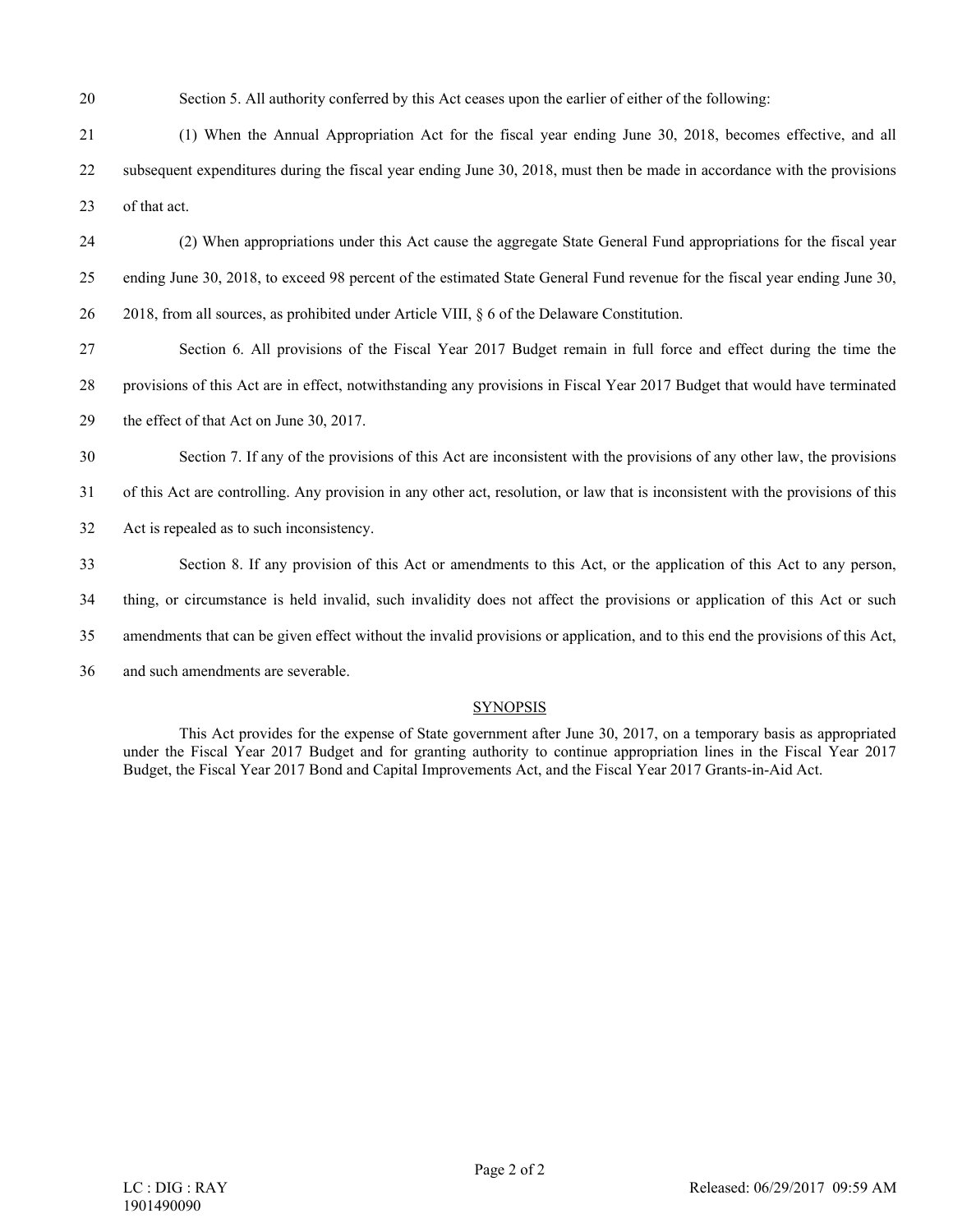Section 5. All authority conferred by this Act ceases upon the earlier of either of the following:

(1) When the Annual Appropriation Act for the fiscal year ending June 30, 2018, becomes effective, and all subsequent expenditures during the fiscal year ending June 30, 2018, must then be made in accordance with the provisions of that act.

(2) When appropriations under this Act cause the aggregate State General Fund appropriations for the fiscal year ending June 30, 2018, to exceed 98 percent of the estimated State General Fund revenue for the fiscal year ending June 30, 2018, from all sources, as prohibited under Article VIII, § 6 of the Delaware Constitution.

Section 6. All provisions of the Fiscal Year 2017 Budget remain in full force and effect during the time the provisions of this Act are in effect, notwithstanding any provisions in Fiscal Year 2017 Budget that would have terminated the effect of that Act on June 30, 2017.

Section 7. If any of the provisions of this Act are inconsistent with the provisions of any other law, the provisions of this Act are controlling. Any provision in any other act, resolution, or law that is inconsistent with the provisions of this Act is repealed as to such inconsistency.

Section 8. If any provision of this Act or amendments to this Act, or the application of this Act to any person, thing, or circumstance is held invalid, such invalidity does not affect the provisions or application of this Act or such amendments that can be given effect without the invalid provisions or application, and to this end the provisions of this Act, and such amendments are severable.

## SYNOPSIS

This Act provides for the expense of State government after June 30, 2017, on a temporary basis as appropriated under the Fiscal Year 2017 Budget and for granting authority to continue appropriation lines in the Fiscal Year 2017 Budget, the Fiscal Year 2017 Bond and Capital Improvements Act, and the Fiscal Year 2017 Grants-in-Aid Act.

LC : DIG : RAY
1901490090

Released: 06/29/2017 09:59 AM